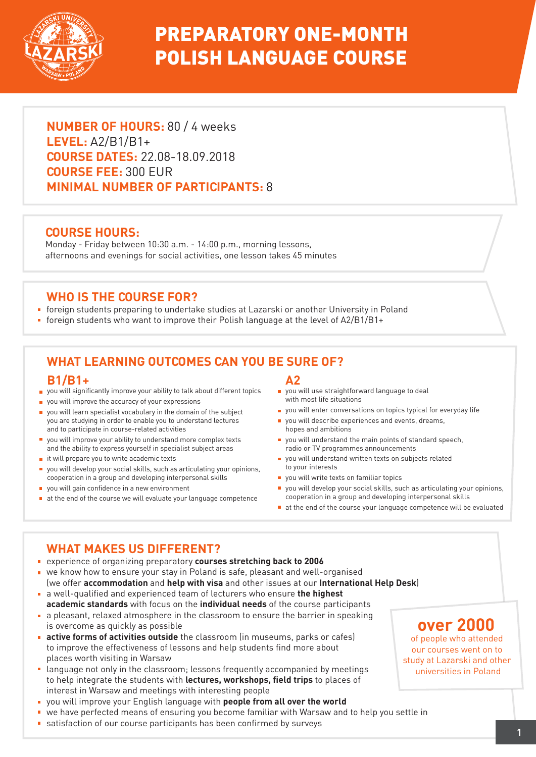# PREPARATORY ONE-MONTH POLISH LANGUAGE COURSE

**NUMBER OF HOURS:** 80 / 4 weeks
**LEVEL:** A2/B1/B1+
**COURSE DATES:** 22.08-18.09.2018
**COURSE FEE:** 300 EUR
**MINIMAL NUMBER OF PARTICIPANTS:** 8

## COURSE HOURS:

Monday - Friday between 10:30 a.m. - 14:00 p.m., morning lessons, afternoons and evenings for social activities, one lesson takes 45 minutes

## WHO IS THE COURSE FOR?

- foreign students preparing to undertake studies at Lazarski or another University in Poland
- foreign students who want to improve their Polish language at the level of A2/B1/B1+

## WHAT LEARNING OUTCOMES CAN YOU BE SURE OF?

### B1/B1+

- you will significantly improve your ability to talk about different topics
- you will improve the accuracy of your expressions
- you will learn specialist vocabulary in the domain of the subject you are studying in order to enable you to understand lectures and to participate in course-related activities
- you will improve your ability to understand more complex texts and the ability to express yourself in specialist subject areas
- it will prepare you to write academic texts
- you will develop your social skills, such as articulating your opinions, cooperation in a group and developing interpersonal skills
- you will gain confidence in a new environment
- at the end of the course we will evaluate your language competence

### A2

- you will use straightforward language to deal with most life situations
- you will enter conversations on topics typical for everyday life
- you will describe experiences and events, dreams, hopes and ambitions
- you will understand the main points of standard speech, radio or TV programmes announcements
- you will understand written texts on subjects related to your interests
- you will write texts on familiar topics
- you will develop your social skills, such as articulating your opinions, cooperation in a group and developing interpersonal skills
- at the end of the course your language competence will be evaluated

## WHAT MAKES US DIFFERENT?

- experience of organizing preparatory **courses stretching back to 2006**
- we know how to ensure your stay in Poland is safe, pleasant and well-organised (we offer **accommodation** and **help with visa** and other issues at our **International Help Desk**)
- a well-qualified and experienced team of lecturers who ensure **the highest academic standards** with focus on the **individual needs** of the course participants
- a pleasant, relaxed atmosphere in the classroom to ensure the barrier in speaking is overcome as quickly as possible
- **active forms of activities outside** the classroom (in museums, parks or cafes) to improve the effectiveness of lessons and help students find more about places worth visiting in Warsaw
- language not only in the classroom; lessons frequently accompanied by meetings to help integrate the students with **lectures, workshops, field trips** to places of interest in Warsaw and meetings with interesting people
- you will improve your English language with **people from all over the world**
- we have perfected means of ensuring you become familiar with Warsaw and to help you settle in
- satisfaction of our course participants has been confirmed by surveys

**over 2000** of people who attended our courses went on to study at Lazarski and other universities in Poland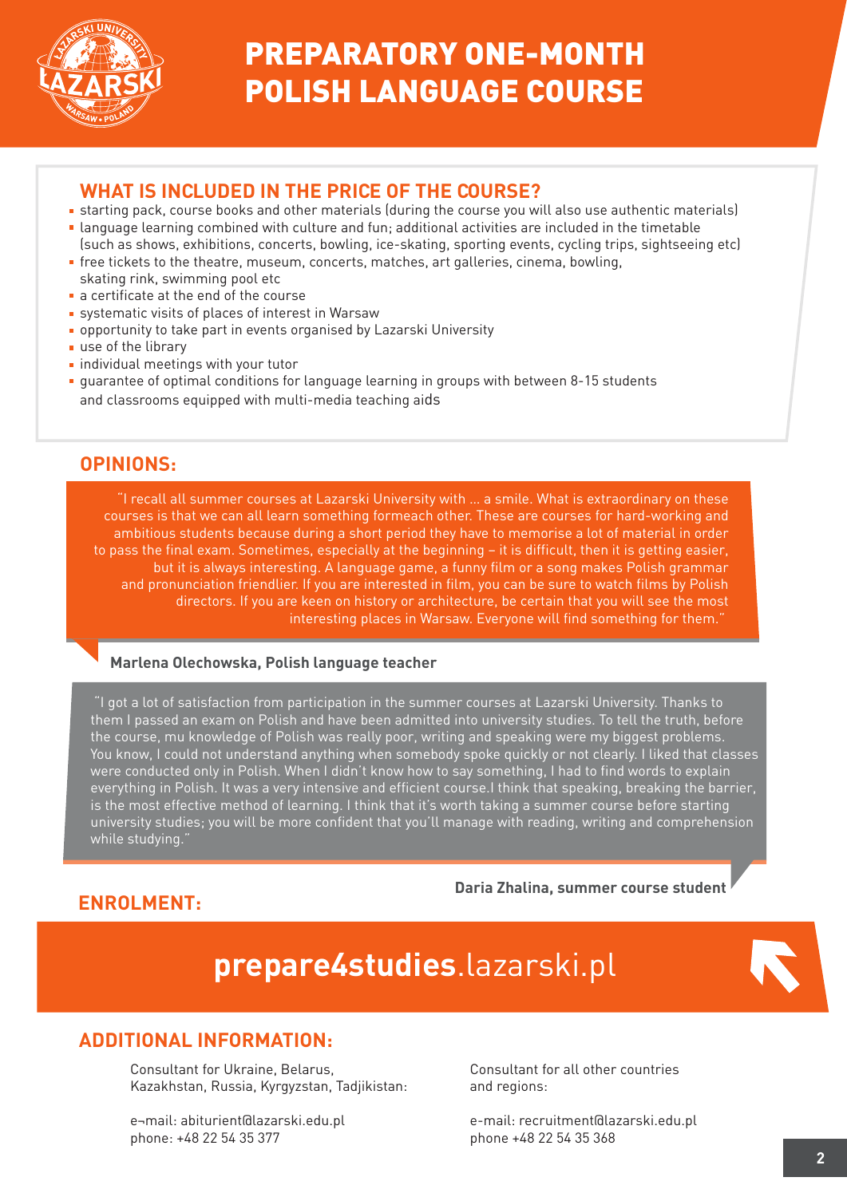# PREPARATORY ONE-MONTH POLISH LANGUAGE COURSE

## WHAT IS INCLUDED IN THE PRICE OF THE COURSE?

- starting pack, course books and other materials (during the course you will also use authentic materials)
- language learning combined with culture and fun; additional activities are included in the timetable (such as shows, exhibitions, concerts, bowling, ice-skating, sporting events, cycling trips, sightseeing etc)
- free tickets to the theatre, museum, concerts, matches, art galleries, cinema, bowling, skating rink, swimming pool etc
- a certificate at the end of the course
- systematic visits of places of interest in Warsaw
- opportunity to take part in events organised by Lazarski University
- use of the library
- individual meetings with your tutor
- guarantee of optimal conditions for language learning in groups with between 8-15 students and classrooms equipped with multi-media teaching aids

## OPINIONS:

"I recall all summer courses at Lazarski University with ... a smile. What is extraordinary on these courses is that we can all learn something formeach other. These are courses for hard-working and ambitious students because during a short period they have to memorise a lot of material in order to pass the final exam. Sometimes, especially at the beginning – it is difficult, then it is getting easier, but it is always interesting. A language game, a funny film or a song makes Polish grammar and pronunciation friendlier. If you are interested in film, you can be sure to watch films by Polish directors. If you are keen on history or architecture, be certain that you will see the most interesting places in Warsaw. Everyone will find something for them."

**Marlena Olechowska, Polish language teacher**

"I got a lot of satisfaction from participation in the summer courses at Lazarski University. Thanks to them I passed an exam on Polish and have been admitted into university studies. To tell the truth, before the course, mu knowledge of Polish was really poor, writing and speaking were my biggest problems. You know, I could not understand anything when somebody spoke quickly or not clearly. I liked that classes were conducted only in Polish. When I didn't know how to say something, I had to find words to explain everything in Polish. It was a very intensive and efficient course.I think that speaking, breaking the barrier, is the most effective method of learning. I think that it's worth taking a summer course before starting university studies; you will be more confident that you'll manage with reading, writing and comprehension while studying."

**Daria Zhalina, summer course student**

## ENROLMENT:

**prepare4studies**.lazarski.pl

## ADDITIONAL INFORMATION:

Consultant for Ukraine, Belarus, Kazakhstan, Russia, Kyrgyzstan, Tadjikistan:

e-mail: abiturient@lazarski.edu.pl
phone: +48 22 54 35 377

Consultant for all other countries and regions:

e-mail: recruitment@lazarski.edu.pl
phone +48 22 54 35 368